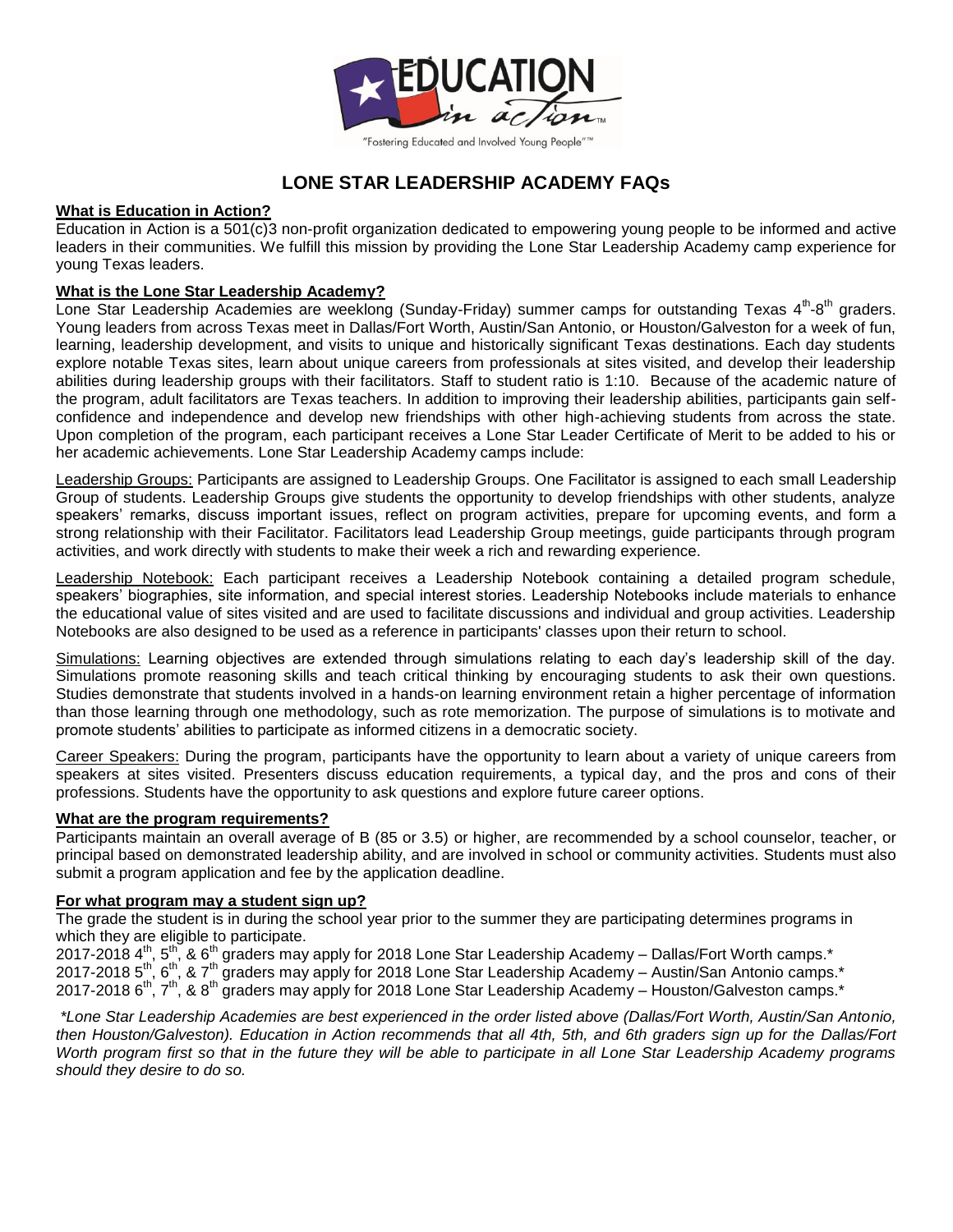EDUCATION in action™

"Fostering Educated and Involved Young People"™

# LONE STAR LEADERSHIP ACADEMY FAQs

**What is Education in Action?**

Education in Action is a 501(c)3 non-profit organization dedicated to empowering young people to be informed and active leaders in their communities. We fulfill this mission by providing the Lone Star Leadership Academy camp experience for young Texas leaders.

**What is the Lone Star Leadership Academy?**

Lone Star Leadership Academies are weeklong (Sunday-Friday) summer camps for outstanding Texas 4th-8th graders. Young leaders from across Texas meet in Dallas/Fort Worth, Austin/San Antonio, or Houston/Galveston for a week of fun, learning, leadership development, and visits to unique and historically significant Texas destinations. Each day students explore notable Texas sites, learn about unique careers from professionals at sites visited, and develop their leadership abilities during leadership groups with their facilitators. Staff to student ratio is 1:10. Because of the academic nature of the program, adult facilitators are Texas teachers. In addition to improving their leadership abilities, participants gain self-confidence and independence and develop new friendships with other high-achieving students from across the state. Upon completion of the program, each participant receives a Lone Star Leader Certificate of Merit to be added to his or her academic achievements. Lone Star Leadership Academy camps include:

Leadership Groups: Participants are assigned to Leadership Groups. One Facilitator is assigned to each small Leadership Group of students. Leadership Groups give students the opportunity to develop friendships with other students, analyze speakers' remarks, discuss important issues, reflect on program activities, prepare for upcoming events, and form a strong relationship with their Facilitator. Facilitators lead Leadership Group meetings, guide participants through program activities, and work directly with students to make their week a rich and rewarding experience.

Leadership Notebook: Each participant receives a Leadership Notebook containing a detailed program schedule, speakers' biographies, site information, and special interest stories. Leadership Notebooks include materials to enhance the educational value of sites visited and are used to facilitate discussions and individual and group activities. Leadership Notebooks are also designed to be used as a reference in participants' classes upon their return to school.

Simulations: Learning objectives are extended through simulations relating to each day's leadership skill of the day. Simulations promote reasoning skills and teach critical thinking by encouraging students to ask their own questions. Studies demonstrate that students involved in a hands-on learning environment retain a higher percentage of information than those learning through one methodology, such as rote memorization. The purpose of simulations is to motivate and promote students' abilities to participate as informed citizens in a democratic society.

Career Speakers: During the program, participants have the opportunity to learn about a variety of unique careers from speakers at sites visited. Presenters discuss education requirements, a typical day, and the pros and cons of their professions. Students have the opportunity to ask questions and explore future career options.

**What are the program requirements?**

Participants maintain an overall average of B (85 or 3.5) or higher, are recommended by a school counselor, teacher, or principal based on demonstrated leadership ability, and are involved in school or community activities. Students must also submit a program application and fee by the application deadline.

**For what program may a student sign up?**

The grade the student is in during the school year prior to the summer they are participating determines programs in which they are eligible to participate.

2017-2018 4th, 5th, & 6th graders may apply for 2018 Lone Star Leadership Academy – Dallas/Fort Worth camps.*
2017-2018 5th, 6th, & 7th graders may apply for 2018 Lone Star Leadership Academy – Austin/San Antonio camps.*
2017-2018 6th, 7th, & 8th graders may apply for 2018 Lone Star Leadership Academy – Houston/Galveston camps.*

*\*Lone Star Leadership Academies are best experienced in the order listed above (Dallas/Fort Worth, Austin/San Antonio, then Houston/Galveston). Education in Action recommends that all 4th, 5th, and 6th graders sign up for the Dallas/Fort Worth program first so that in the future they will be able to participate in all Lone Star Leadership Academy programs should they desire to do so.*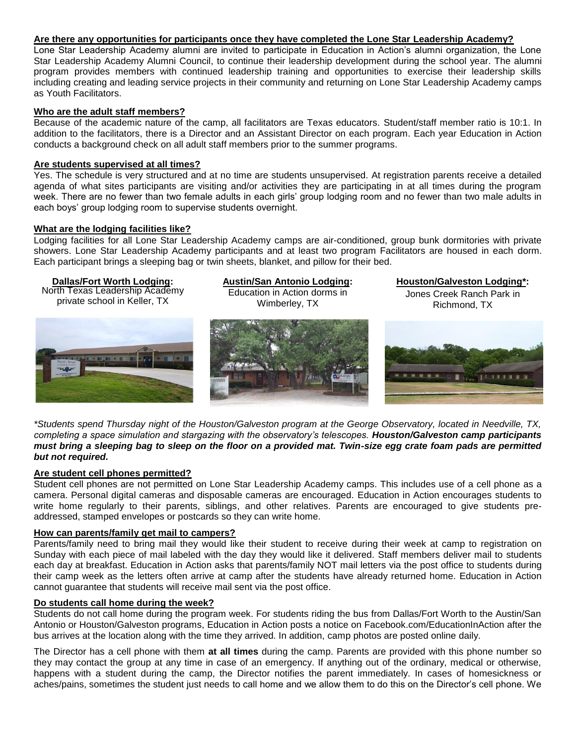**Are there any opportunities for participants once they have completed the Lone Star Leadership Academy?**

Lone Star Leadership Academy alumni are invited to participate in Education in Action's alumni organization, the Lone Star Leadership Academy Alumni Council, to continue their leadership development during the school year. The alumni program provides members with continued leadership training and opportunities to exercise their leadership skills including creating and leading service projects in their community and returning on Lone Star Leadership Academy camps as Youth Facilitators.

**Who are the adult staff members?**

Because of the academic nature of the camp, all facilitators are Texas educators. Student/staff member ratio is 10:1. In addition to the facilitators, there is a Director and an Assistant Director on each program. Each year Education in Action conducts a background check on all adult staff members prior to the summer programs.

**Are students supervised at all times?**

Yes. The schedule is very structured and at no time are students unsupervised. At registration parents receive a detailed agenda of what sites participants are visiting and/or activities they are participating in at all times during the program week. There are no fewer than two female adults in each girls' group lodging room and no fewer than two male adults in each boys' group lodging room to supervise students overnight.

**What are the lodging facilities like?**

Lodging facilities for all Lone Star Leadership Academy camps are air-conditioned, group bunk dormitories with private showers. Lone Star Leadership Academy participants and at least two program Facilitators are housed in each dorm. Each participant brings a sleeping bag or twin sheets, blanket, and pillow for their bed.

**Dallas/Fort Worth Lodging:**
North Texas Leadership Academy private school in Keller, TX

**Austin/San Antonio Lodging:**
Education in Action dorms in Wimberley, TX

**Houston/Galveston Lodging*:**
Jones Creek Ranch Park in Richmond, TX

*\*Students spend Thursday night of the Houston/Galveston program at the George Observatory, located in Needville, TX, completing a space simulation and stargazing with the observatory's telescopes.* ***Houston/Galveston camp participants must bring a sleeping bag to sleep on the floor on a provided mat. Twin-size egg crate foam pads are permitted but not required.***

**Are student cell phones permitted?**

Student cell phones are not permitted on Lone Star Leadership Academy camps. This includes use of a cell phone as a camera. Personal digital cameras and disposable cameras are encouraged. Education in Action encourages students to write home regularly to their parents, siblings, and other relatives. Parents are encouraged to give students pre-addressed, stamped envelopes or postcards so they can write home.

**How can parents/family get mail to campers?**

Parents/family need to bring mail they would like their student to receive during their week at camp to registration on Sunday with each piece of mail labeled with the day they would like it delivered. Staff members deliver mail to students each day at breakfast. Education in Action asks that parents/family NOT mail letters via the post office to students during their camp week as the letters often arrive at camp after the students have already returned home. Education in Action cannot guarantee that students will receive mail sent via the post office.

**Do students call home during the week?**

Students do not call home during the program week. For students riding the bus from Dallas/Fort Worth to the Austin/San Antonio or Houston/Galveston programs, Education in Action posts a notice on Facebook.com/EducationInAction after the bus arrives at the location along with the time they arrived. In addition, camp photos are posted online daily.

The Director has a cell phone with them **at all times** during the camp. Parents are provided with this phone number so they may contact the group at any time in case of an emergency. If anything out of the ordinary, medical or otherwise, happens with a student during the camp, the Director notifies the parent immediately. In cases of homesickness or aches/pains, sometimes the student just needs to call home and we allow them to do this on the Director's cell phone. We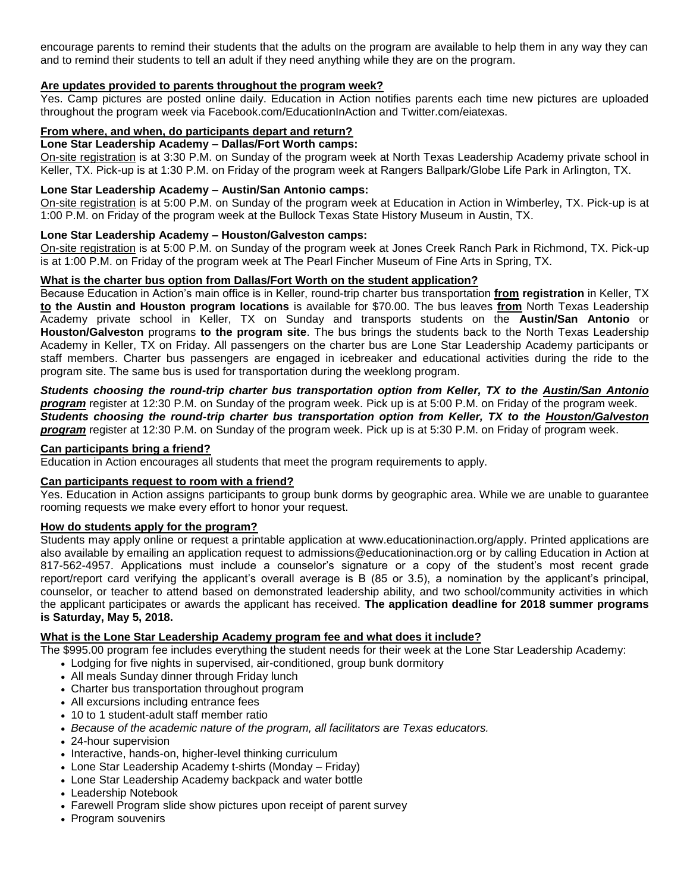encourage parents to remind their students that the adults on the program are available to help them in any way they can and to remind their students to tell an adult if they need anything while they are on the program.

**Are updates provided to parents throughout the program week?**

Yes. Camp pictures are posted online daily. Education in Action notifies parents each time new pictures are uploaded throughout the program week via Facebook.com/EducationInAction and Twitter.com/eiatexas.

**From where, and when, do participants depart and return?**

**Lone Star Leadership Academy – Dallas/Fort Worth camps:**

On-site registration is at 3:30 P.M. on Sunday of the program week at North Texas Leadership Academy private school in Keller, TX. Pick-up is at 1:30 P.M. on Friday of the program week at Rangers Ballpark/Globe Life Park in Arlington, TX.

**Lone Star Leadership Academy – Austin/San Antonio camps:**

On-site registration is at 5:00 P.M. on Sunday of the program week at Education in Action in Wimberley, TX. Pick-up is at 1:00 P.M. on Friday of the program week at the Bullock Texas State History Museum in Austin, TX.

**Lone Star Leadership Academy – Houston/Galveston camps:**

On-site registration is at 5:00 P.M. on Sunday of the program week at Jones Creek Ranch Park in Richmond, TX. Pick-up is at 1:00 P.M. on Friday of the program week at The Pearl Fincher Museum of Fine Arts in Spring, TX.

**What is the charter bus option from Dallas/Fort Worth on the student application?**

Because Education in Action's main office is in Keller, round-trip charter bus transportation **from registration** in Keller, TX **to the Austin and Houston program locations** is available for $70.00. The bus leaves **from** North Texas Leadership Academy private school in Keller, TX on Sunday and transports students on the **Austin/San Antonio** or **Houston/Galveston** programs **to the program site**. The bus brings the students back to the North Texas Leadership Academy in Keller, TX on Friday. All passengers on the charter bus are Lone Star Leadership Academy participants or staff members. Charter bus passengers are engaged in icebreaker and educational activities during the ride to the program site. The same bus is used for transportation during the weeklong program.

***Students choosing the round-trip charter bus transportation option from Keller, TX to the Austin/San Antonio program*** register at 12:30 P.M. on Sunday of the program week. Pick up is at 5:00 P.M. on Friday of the program week.
***Students choosing the round-trip charter bus transportation option from Keller, TX to the Houston/Galveston program*** register at 12:30 P.M. on Sunday of the program week. Pick up is at 5:30 P.M. on Friday of program week.

**Can participants bring a friend?**

Education in Action encourages all students that meet the program requirements to apply.

**Can participants request to room with a friend?**

Yes. Education in Action assigns participants to group bunk dorms by geographic area. While we are unable to guarantee rooming requests we make every effort to honor your request.

**How do students apply for the program?**

Students may apply online or request a printable application at www.educationinaction.org/apply. Printed applications are also available by emailing an application request to admissions@educationinaction.org or by calling Education in Action at 817-562-4957. Applications must include a counselor's signature or a copy of the student's most recent grade report/report card verifying the applicant's overall average is B (85 or 3.5), a nomination by the applicant's principal, counselor, or teacher to attend based on demonstrated leadership ability, and two school/community activities in which the applicant participates or awards the applicant has received. **The application deadline for 2018 summer programs is Saturday, May 5, 2018.**

**What is the Lone Star Leadership Academy program fee and what does it include?**

The $995.00 program fee includes everything the student needs for their week at the Lone Star Leadership Academy:

- Lodging for five nights in supervised, air-conditioned, group bunk dormitory
- All meals Sunday dinner through Friday lunch
- Charter bus transportation throughout program
- All excursions including entrance fees
- 10 to 1 student-adult staff member ratio
- *Because of the academic nature of the program, all facilitators are Texas educators.*
- 24-hour supervision
- Interactive, hands-on, higher-level thinking curriculum
- Lone Star Leadership Academy t-shirts (Monday – Friday)
- Lone Star Leadership Academy backpack and water bottle
- Leadership Notebook
- Farewell Program slide show pictures upon receipt of parent survey
- Program souvenirs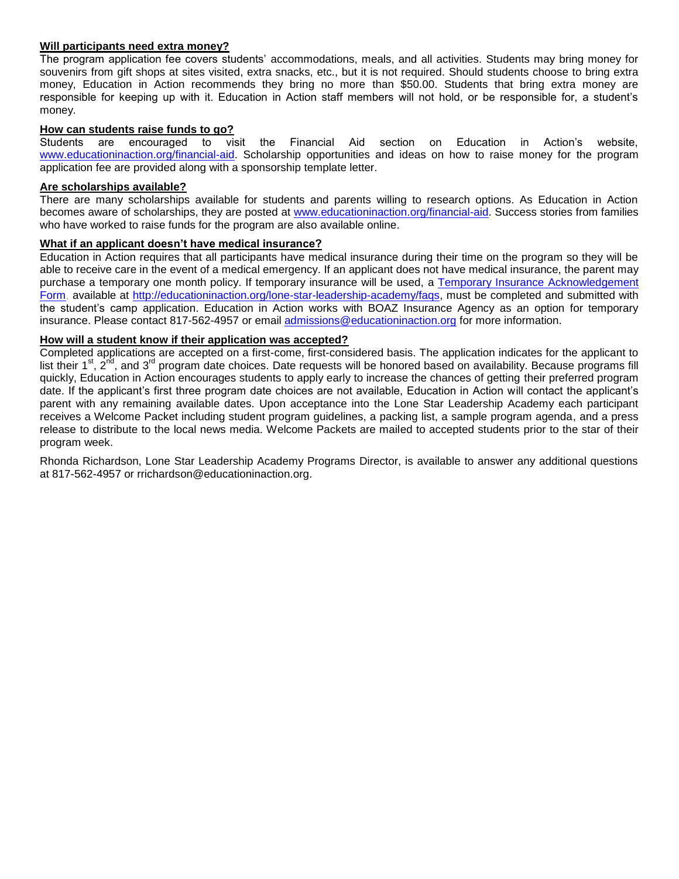**Will participants need extra money?**

The program application fee covers students' accommodations, meals, and all activities. Students may bring money for souvenirs from gift shops at sites visited, extra snacks, etc., but it is not required. Should students choose to bring extra money, Education in Action recommends they bring no more than $50.00. Students that bring extra money are responsible for keeping up with it. Education in Action staff members will not hold, or be responsible for, a student's money.

**How can students raise funds to go?**

Students are encouraged to visit the Financial Aid section on Education in Action's website, www.educationinaction.org/financial-aid. Scholarship opportunities and ideas on how to raise money for the program application fee are provided along with a sponsorship template letter.

**Are scholarships available?**

There are many scholarships available for students and parents willing to research options. As Education in Action becomes aware of scholarships, they are posted at www.educationinaction.org/financial-aid. Success stories from families who have worked to raise funds for the program are also available online.

**What if an applicant doesn't have medical insurance?**

Education in Action requires that all participants have medical insurance during their time on the program so they will be able to receive care in the event of a medical emergency. If an applicant does not have medical insurance, the parent may purchase a temporary one month policy. If temporary insurance will be used, a Temporary Insurance Acknowledgement Form, available at http://educationinaction.org/lone-star-leadership-academy/faqs, must be completed and submitted with the student's camp application. Education in Action works with BOAZ Insurance Agency as an option for temporary insurance. Please contact 817-562-4957 or email admissions@educationinaction.org for more information.

**How will a student know if their application was accepted?**

Completed applications are accepted on a first-come, first-considered basis. The application indicates for the applicant to list their 1st, 2nd, and 3rd program date choices. Date requests will be honored based on availability. Because programs fill quickly, Education in Action encourages students to apply early to increase the chances of getting their preferred program date. If the applicant's first three program date choices are not available, Education in Action will contact the applicant's parent with any remaining available dates. Upon acceptance into the Lone Star Leadership Academy each participant receives a Welcome Packet including student program guidelines, a packing list, a sample program agenda, and a press release to distribute to the local news media. Welcome Packets are mailed to accepted students prior to the star of their program week.

Rhonda Richardson, Lone Star Leadership Academy Programs Director, is available to answer any additional questions at 817-562-4957 or rrichardson@educationinaction.org.